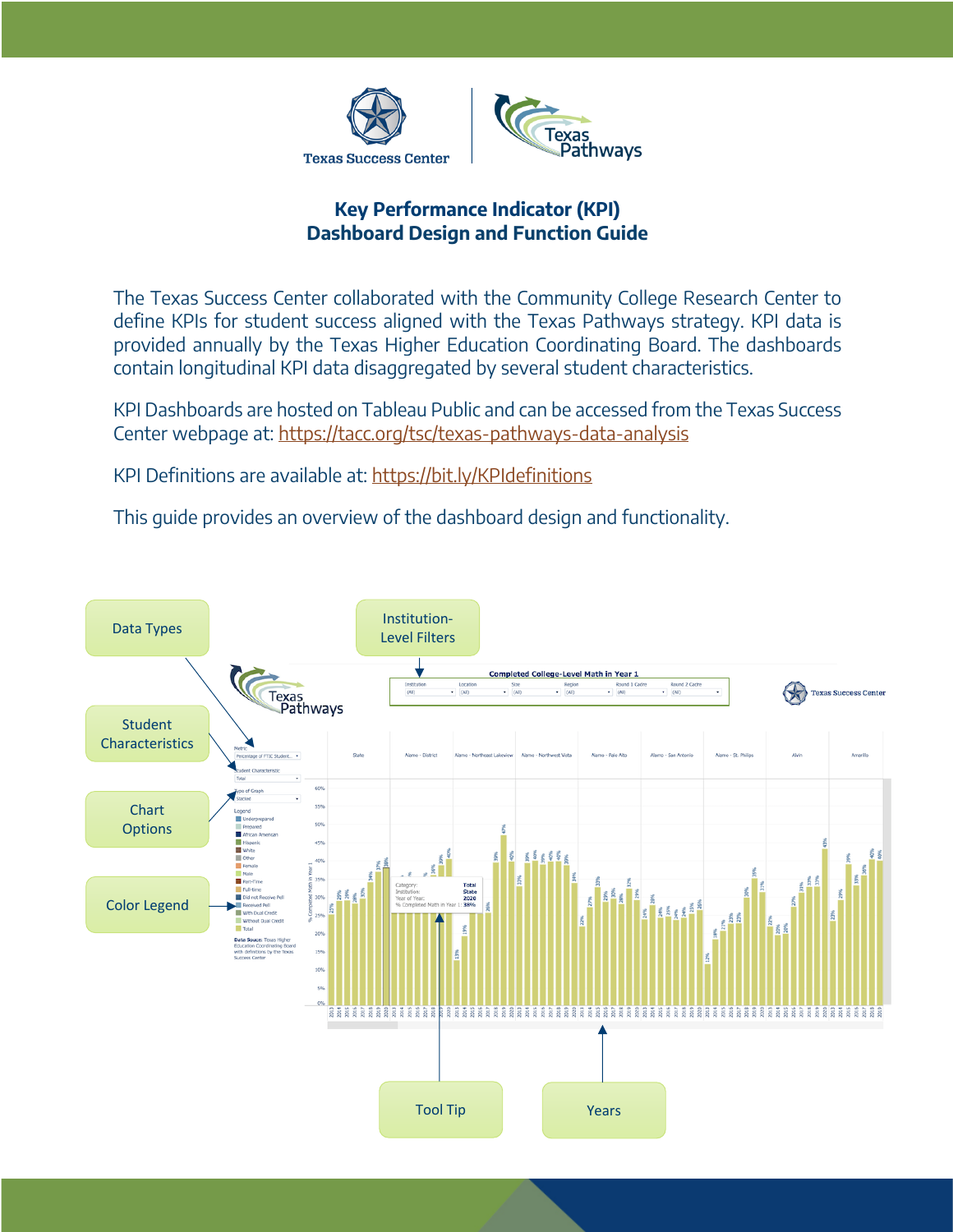Texas Success Center | Texas Pathways

# Key Performance Indicator (KPI) Dashboard Design and Function Guide

The Texas Success Center collaborated with the Community College Research Center to define KPIs for student success aligned with the Texas Pathways strategy. KPI data is provided annually by the Texas Higher Education Coordinating Board. The dashboards contain longitudinal KPI data disaggregated by several student characteristics.

KPI Dashboards are hosted on Tableau Public and can be accessed from the Texas Success Center webpage at: https://tacc.org/tsc/texas-pathways-data-analysis

KPI Definitions are available at: https://bit.ly/KPIdefinitions

This guide provides an overview of the dashboard design and functionality.

Data Types

Institution-Level Filters

Student Characteristics

Chart Options

Color Legend

Tool Tip

Years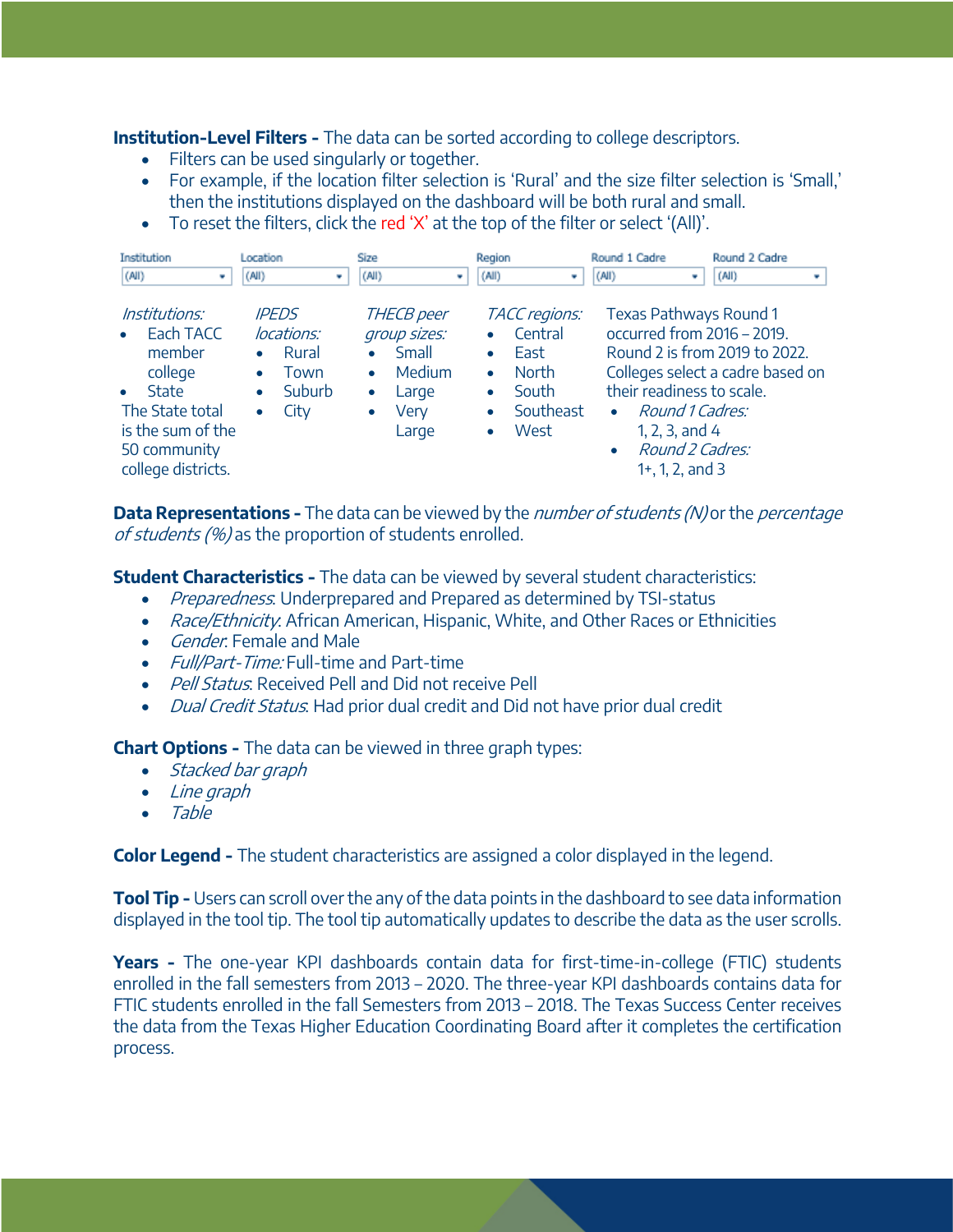**Institution-Level Filters -** The data can be sorted according to college descriptors.

- Filters can be used singularly or together.
- For example, if the location filter selection is 'Rural' and the size filter selection is 'Small,' then the institutions displayed on the dashboard will be both rural and small.
- To reset the filters, click the red 'X' at the top of the filter or select '(All)'.

| Institution | Location | Size | Region | Round 1 Cadre | Round 2 Cadre |
|---|---|---|---|---|---|
| (All) | (All) | (All) | (All) | (All) | (All) |

*Institutions:*

- Each TACC member college
- State

The State total is the sum of the 50 community college districts.

*IPEDS locations:*

- Rural
- Town
- Suburb
- City

*THECB peer group sizes:*

- Small
- Medium
- Large
- Very Large

*TACC regions:*

- Central
- East
- North
- South
- Southeast
- West

Texas Pathways Round 1 occurred from 2016 – 2019. Round 2 is from 2019 to 2022. Colleges select a cadre based on their readiness to scale.

- *Round 1 Cadres:* 1, 2, 3, and 4
- *Round 2 Cadres:* 1+, 1, 2, and 3

**Data Representations -** The data can be viewed by the *number of students (N)* or the *percentage of students (%)* as the proportion of students enrolled.

**Student Characteristics -** The data can be viewed by several student characteristics:

- *Preparedness*: Underprepared and Prepared as determined by TSI-status
- *Race/Ethnicity*: African American, Hispanic, White, and Other Races or Ethnicities
- *Gender*: Female and Male
- *Full/Part-Time:* Full-time and Part-time
- *Pell Status*: Received Pell and Did not receive Pell
- *Dual Credit Status*: Had prior dual credit and Did not have prior dual credit

**Chart Options -** The data can be viewed in three graph types:

- *Stacked bar graph*
- *Line graph*
- *Table*

**Color Legend -** The student characteristics are assigned a color displayed in the legend.

**Tool Tip -** Users can scroll over the any of the data points in the dashboard to see data information displayed in the tool tip. The tool tip automatically updates to describe the data as the user scrolls.

**Years -** The one-year KPI dashboards contain data for first-time-in-college (FTIC) students enrolled in the fall semesters from 2013 – 2020. The three-year KPI dashboards contains data for FTIC students enrolled in the fall Semesters from 2013 – 2018. The Texas Success Center receives the data from the Texas Higher Education Coordinating Board after it completes the certification process.